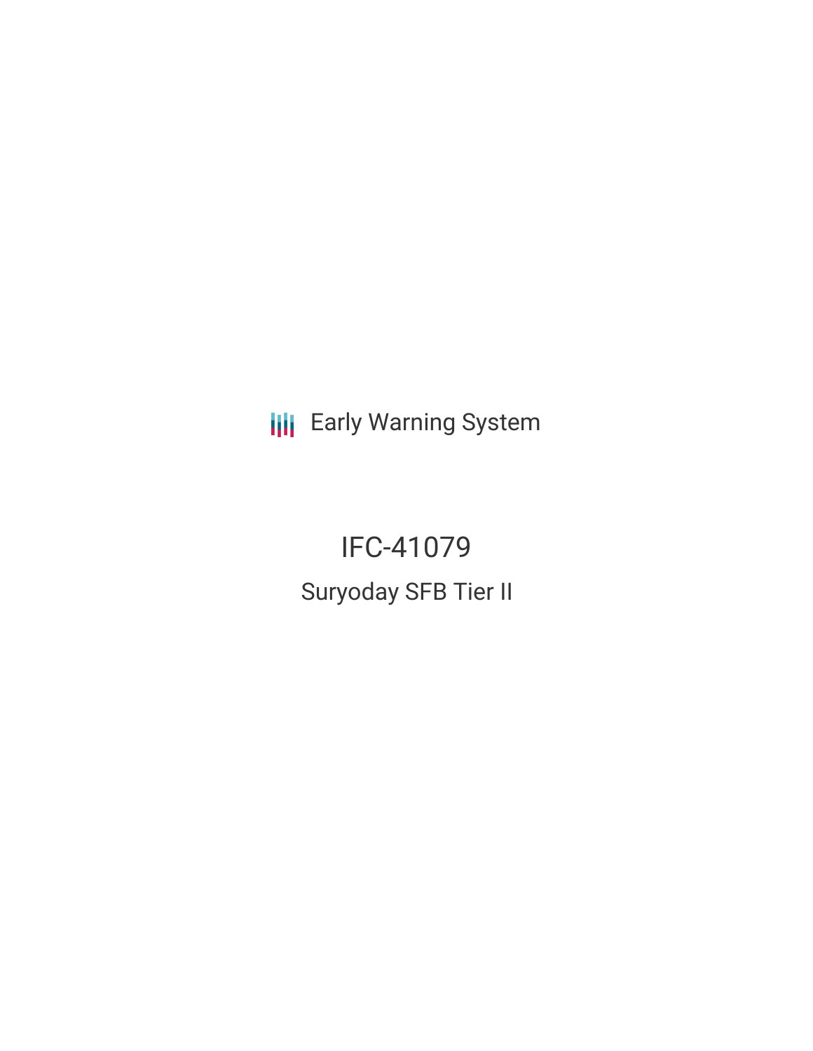Early Warning System

# IFC-41079

## Suryoday SFB Tier II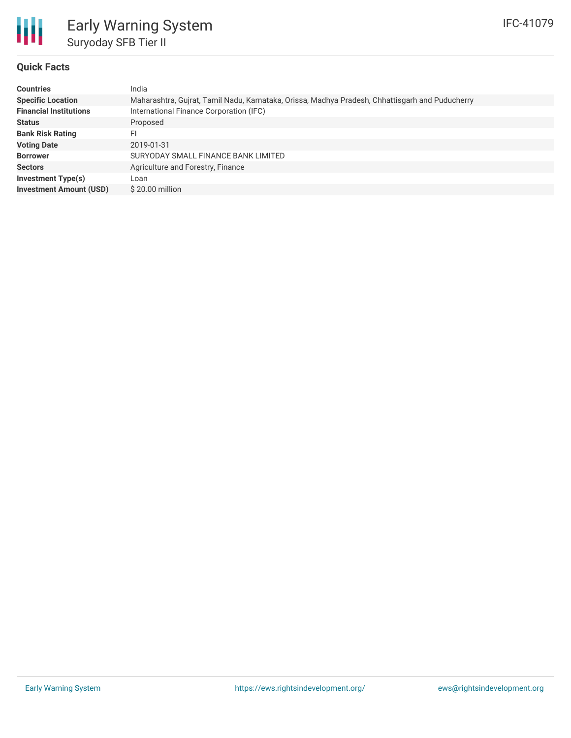# Early Warning System

## Suryoday SFB Tier II

IFC-41079

### Quick Facts

| | |
|---|---|
| **Countries** | India |
| **Specific Location** | Maharashtra, Gujrat, Tamil Nadu, Karnataka, Orissa, Madhya Pradesh, Chhattisgarh and Puducherry |
| **Financial Institutions** | International Finance Corporation (IFC) |
| **Status** | Proposed |
| **Bank Risk Rating** | FI |
| **Voting Date** | 2019-01-31 |
| **Borrower** | SURYODAY SMALL FINANCE BANK LIMITED |
| **Sectors** | Agriculture and Forestry, Finance |
| **Investment Type(s)** | Loan |
| **Investment Amount (USD)** | $ 20.00 million |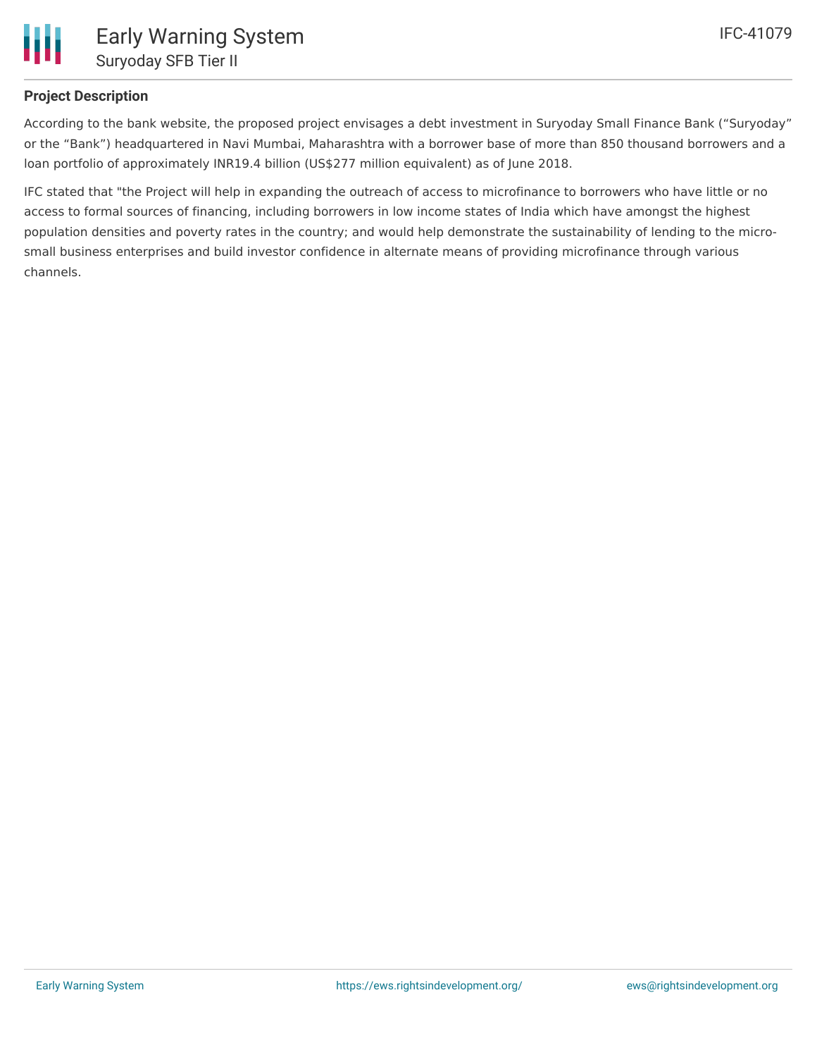## Project Description

According to the bank website, the proposed project envisages a debt investment in Suryoday Small Finance Bank ("Suryoday" or the "Bank") headquartered in Navi Mumbai, Maharashtra with a borrower base of more than 850 thousand borrowers and a loan portfolio of approximately INR19.4 billion (US$277 million equivalent) as of June 2018.

IFC stated that "the Project will help in expanding the outreach of access to microfinance to borrowers who have little or no access to formal sources of financing, including borrowers in low income states of India which have amongst the highest population densities and poverty rates in the country; and would help demonstrate the sustainability of lending to the micro-small business enterprises and build investor confidence in alternate means of providing microfinance through various channels.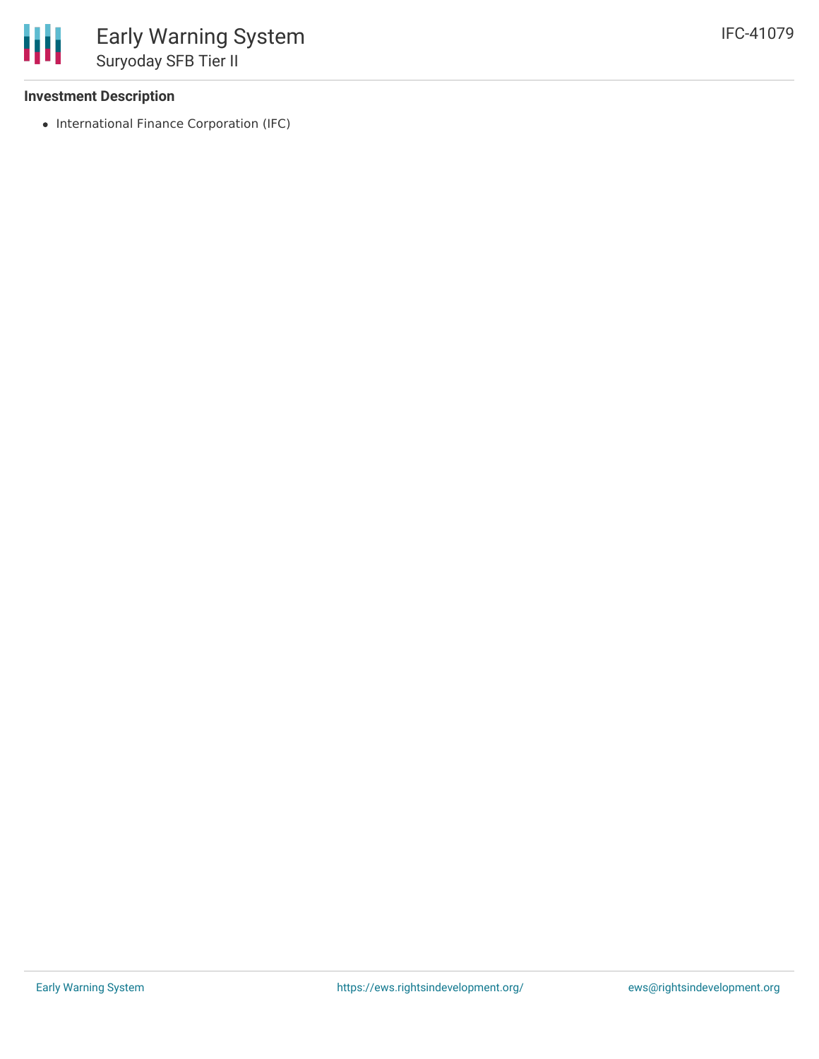**Investment Description**

- International Finance Corporation (IFC)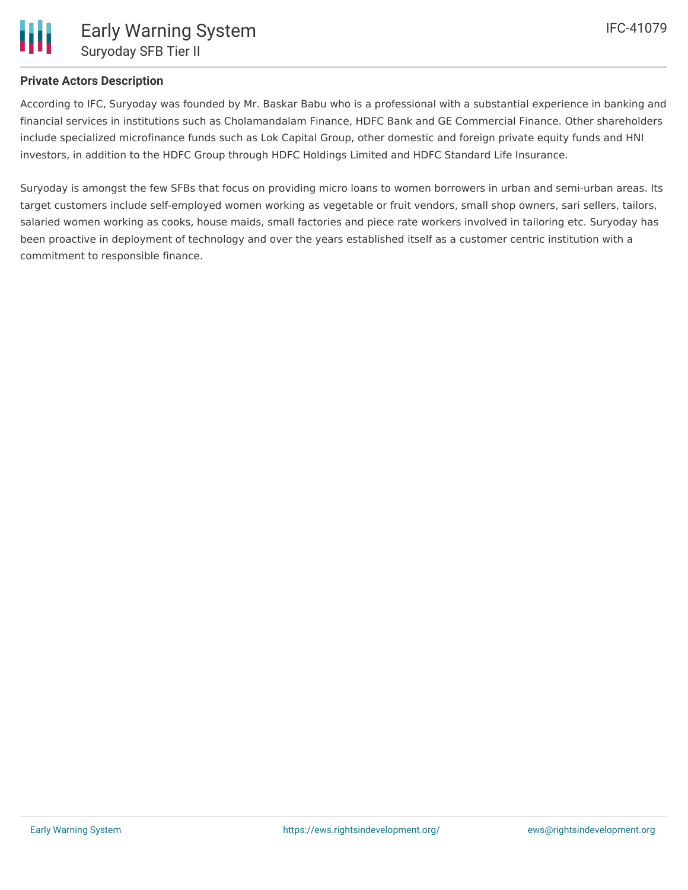**Private Actors Description**

According to IFC, Suryoday was founded by Mr. Baskar Babu who is a professional with a substantial experience in banking and financial services in institutions such as Cholamandalam Finance, HDFC Bank and GE Commercial Finance. Other shareholders include specialized microfinance funds such as Lok Capital Group, other domestic and foreign private equity funds and HNI investors, in addition to the HDFC Group through HDFC Holdings Limited and HDFC Standard Life Insurance.

Suryoday is amongst the few SFBs that focus on providing micro loans to women borrowers in urban and semi-urban areas. Its target customers include self-employed women working as vegetable or fruit vendors, small shop owners, sari sellers, tailors, salaried women working as cooks, house maids, small factories and piece rate workers involved in tailoring etc. Suryoday has been proactive in deployment of technology and over the years established itself as a customer centric institution with a commitment to responsible finance.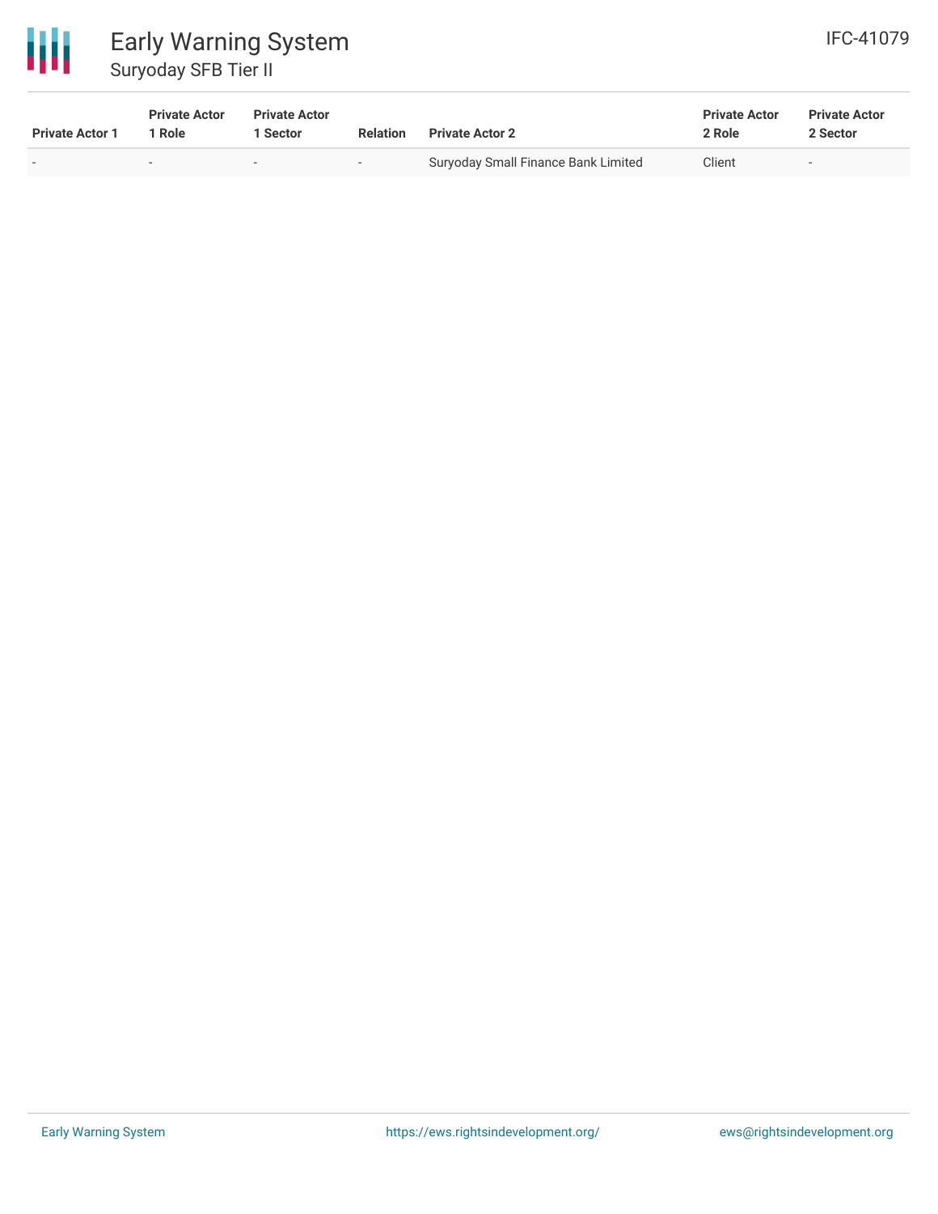| Private Actor 1 | Private Actor 1 Role | Private Actor 1 Sector | Relation | Private Actor 2 | Private Actor 2 Role | Private Actor 2 Sector |
|---|---|---|---|---|---|---|
| - | - | - | - | Suryoday Small Finance Bank Limited | Client | - |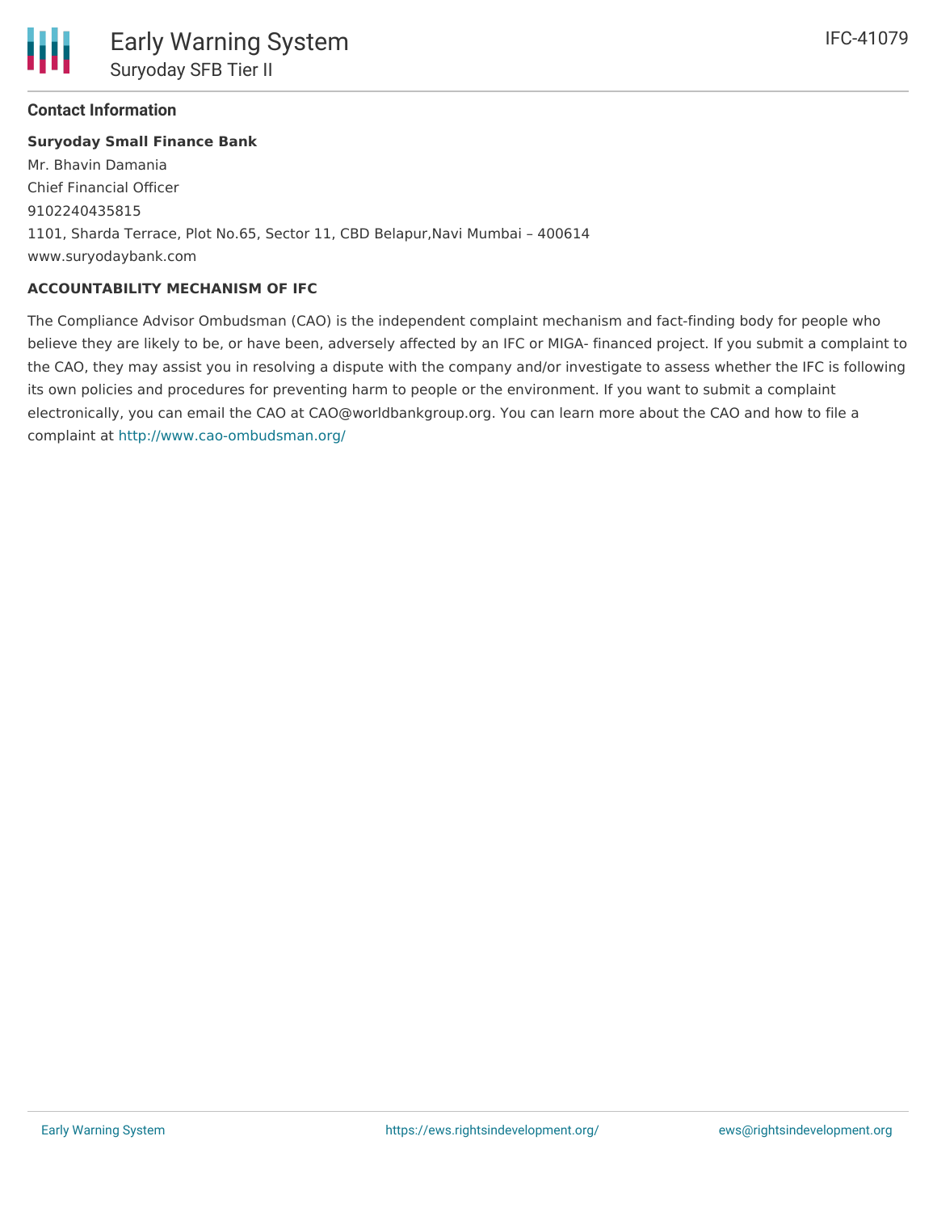## Contact Information

**Suryoday Small Finance Bank**

Mr. Bhavin Damania
Chief Financial Officer
9102240435815
1101, Sharda Terrace, Plot No.65, Sector 11, CBD Belapur,Navi Mumbai – 400614
www.suryodaybank.com

**ACCOUNTABILITY MECHANISM OF IFC**

The Compliance Advisor Ombudsman (CAO) is the independent complaint mechanism and fact-finding body for people who believe they are likely to be, or have been, adversely affected by an IFC or MIGA- financed project. If you submit a complaint to the CAO, they may assist you in resolving a dispute with the company and/or investigate to assess whether the IFC is following its own policies and procedures for preventing harm to people or the environment. If you want to submit a complaint electronically, you can email the CAO at CAO@worldbankgroup.org. You can learn more about the CAO and how to file a complaint at http://www.cao-ombudsman.org/